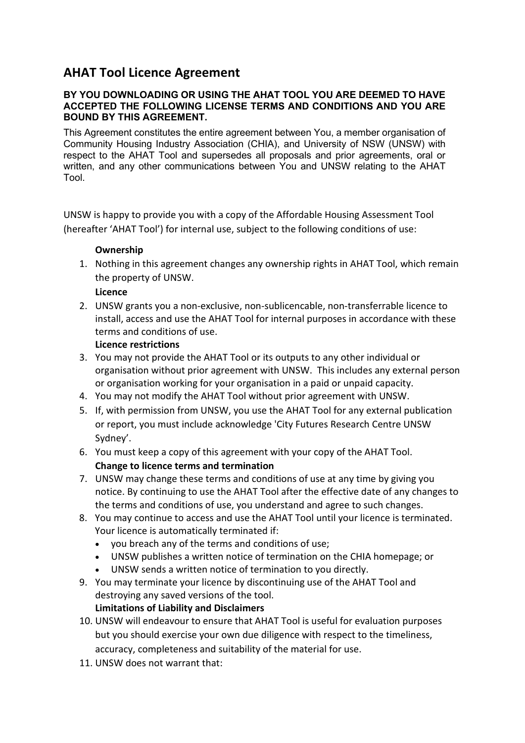# AHAT Tool Licence Agreement

**BY YOU DOWNLOADING OR USING THE AHAT TOOL YOU ARE DEEMED TO HAVE ACCEPTED THE FOLLOWING LICENSE TERMS AND CONDITIONS AND YOU ARE BOUND BY THIS AGREEMENT.**

This Agreement constitutes the entire agreement between You, a member organisation of Community Housing Industry Association (CHIA), and University of NSW (UNSW) with respect to the AHAT Tool and supersedes all proposals and prior agreements, oral or written, and any other communications between You and UNSW relating to the AHAT Tool.

UNSW is happy to provide you with a copy of the Affordable Housing Assessment Tool (hereafter 'AHAT Tool') for internal use, subject to the following conditions of use:

**Ownership**

1. Nothing in this agreement changes any ownership rights in AHAT Tool, which remain the property of UNSW.

**Licence**

2. UNSW grants you a non-exclusive, non-sublicencable, non-transferrable licence to install, access and use the AHAT Tool for internal purposes in accordance with these terms and conditions of use.

**Licence restrictions**

3. You may not provide the AHAT Tool or its outputs to any other individual or organisation without prior agreement with UNSW. This includes any external person or organisation working for your organisation in a paid or unpaid capacity.
4. You may not modify the AHAT Tool without prior agreement with UNSW.
5. If, with permission from UNSW, you use the AHAT Tool for any external publication or report, you must include acknowledge 'City Futures Research Centre UNSW Sydney'.
6. You must keep a copy of this agreement with your copy of the AHAT Tool.

**Change to licence terms and termination**

7. UNSW may change these terms and conditions of use at any time by giving you notice. By continuing to use the AHAT Tool after the effective date of any changes to the terms and conditions of use, you understand and agree to such changes.
8. You may continue to access and use the AHAT Tool until your licence is terminated. Your licence is automatically terminated if:
   - you breach any of the terms and conditions of use;
   - UNSW publishes a written notice of termination on the CHIA homepage; or
   - UNSW sends a written notice of termination to you directly.
9. You may terminate your licence by discontinuing use of the AHAT Tool and destroying any saved versions of the tool.

**Limitations of Liability and Disclaimers**

10. UNSW will endeavour to ensure that AHAT Tool is useful for evaluation purposes but you should exercise your own due diligence with respect to the timeliness, accuracy, completeness and suitability of the material for use.
11. UNSW does not warrant that: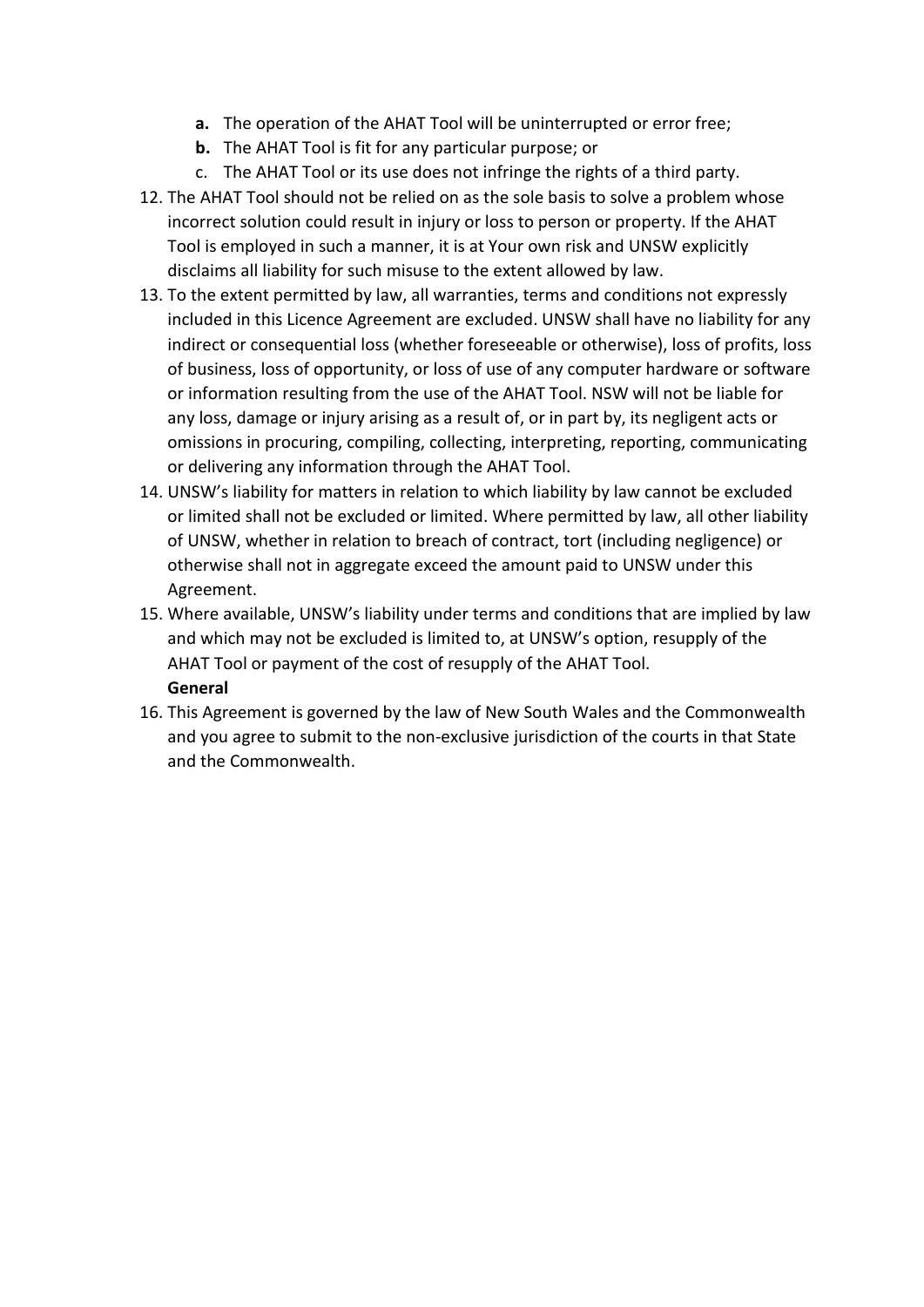- **a.** The operation of the AHAT Tool will be uninterrupted or error free;
   - **b.** The AHAT Tool is fit for any particular purpose; or
   - c. The AHAT Tool or its use does not infringe the rights of a third party.

12. The AHAT Tool should not be relied on as the sole basis to solve a problem whose incorrect solution could result in injury or loss to person or property. If the AHAT Tool is employed in such a manner, it is at Your own risk and UNSW explicitly disclaims all liability for such misuse to the extent allowed by law.
13. To the extent permitted by law, all warranties, terms and conditions not expressly included in this Licence Agreement are excluded. UNSW shall have no liability for any indirect or consequential loss (whether foreseeable or otherwise), loss of profits, loss of business, loss of opportunity, or loss of use of any computer hardware or software or information resulting from the use of the AHAT Tool. NSW will not be liable for any loss, damage or injury arising as a result of, or in part by, its negligent acts or omissions in procuring, compiling, collecting, interpreting, reporting, communicating or delivering any information through the AHAT Tool.
14. UNSW's liability for matters in relation to which liability by law cannot be excluded or limited shall not be excluded or limited. Where permitted by law, all other liability of UNSW, whether in relation to breach of contract, tort (including negligence) or otherwise shall not in aggregate exceed the amount paid to UNSW under this Agreement.
15. Where available, UNSW's liability under terms and conditions that are implied by law and which may not be excluded is limited to, at UNSW's option, resupply of the AHAT Tool or payment of the cost of resupply of the AHAT Tool.

**General**

16. This Agreement is governed by the law of New South Wales and the Commonwealth and you agree to submit to the non-exclusive jurisdiction of the courts in that State and the Commonwealth.